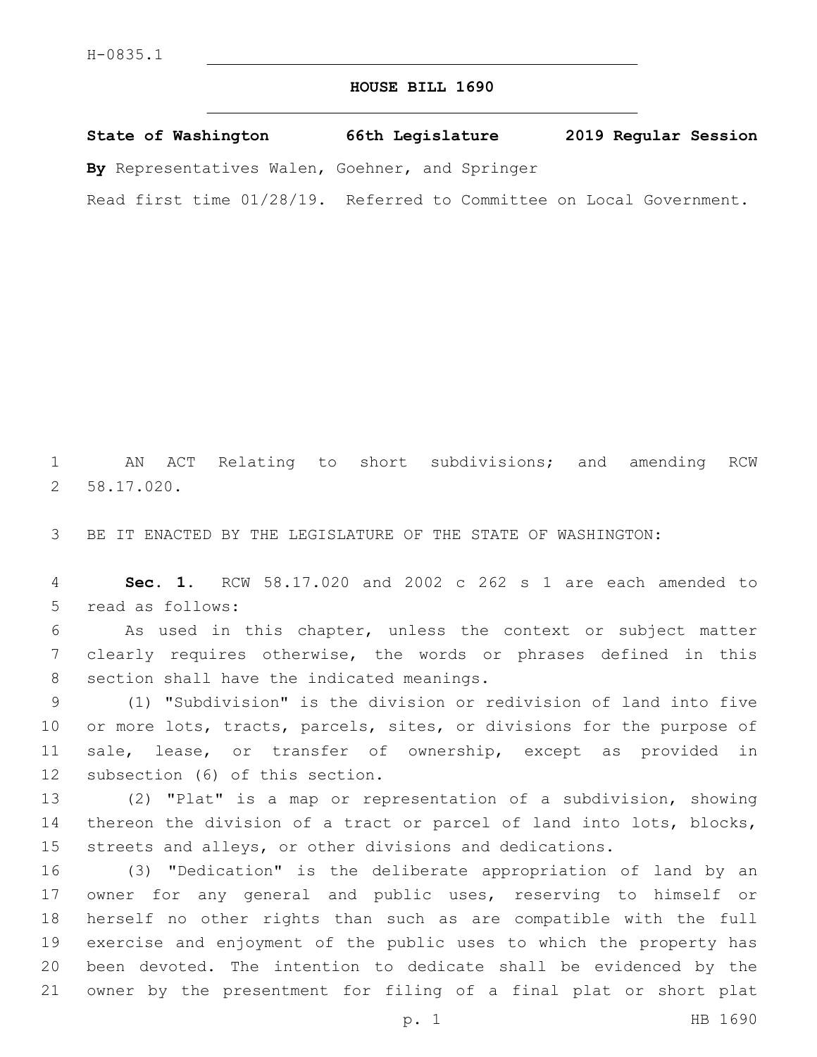H-0835.1

# HOUSE BILL 1690

**State of Washington 66th Legislature 2019 Regular Session**

**By** Representatives Walen, Goehner, and Springer

Read first time 01/28/19. Referred to Committee on Local Government.

AN ACT Relating to short subdivisions; and amending RCW 58.17.020.

BE IT ENACTED BY THE LEGISLATURE OF THE STATE OF WASHINGTON:

**Sec. 1.** RCW 58.17.020 and 2002 c 262 s 1 are each amended to read as follows:

As used in this chapter, unless the context or subject matter clearly requires otherwise, the words or phrases defined in this section shall have the indicated meanings.

(1) "Subdivision" is the division or redivision of land into five or more lots, tracts, parcels, sites, or divisions for the purpose of sale, lease, or transfer of ownership, except as provided in subsection (6) of this section.

(2) "Plat" is a map or representation of a subdivision, showing thereon the division of a tract or parcel of land into lots, blocks, streets and alleys, or other divisions and dedications.

(3) "Dedication" is the deliberate appropriation of land by an owner for any general and public uses, reserving to himself or herself no other rights than such as are compatible with the full exercise and enjoyment of the public uses to which the property has been devoted. The intention to dedicate shall be evidenced by the owner by the presentment for filing of a final plat or short plat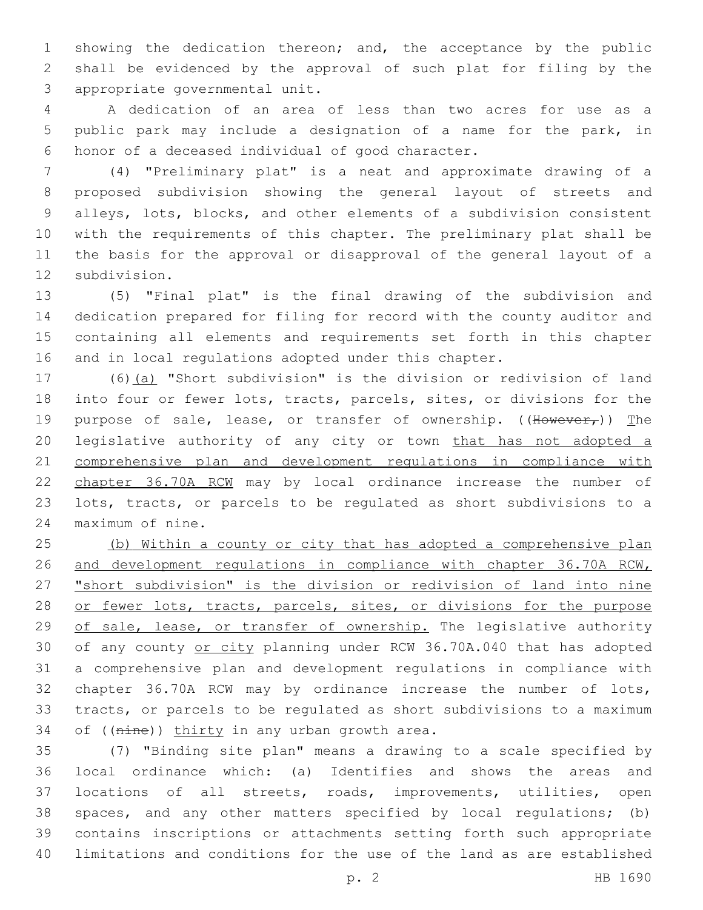showing the dedication thereon; and, the acceptance by the public shall be evidenced by the approval of such plat for filing by the appropriate governmental unit.

A dedication of an area of less than two acres for use as a public park may include a designation of a name for the park, in honor of a deceased individual of good character.

(4) "Preliminary plat" is a neat and approximate drawing of a proposed subdivision showing the general layout of streets and alleys, lots, blocks, and other elements of a subdivision consistent with the requirements of this chapter. The preliminary plat shall be the basis for the approval or disapproval of the general layout of a subdivision.

(5) "Final plat" is the final drawing of the subdivision and dedication prepared for filing for record with the county auditor and containing all elements and requirements set forth in this chapter and in local regulations adopted under this chapter.

(6)(a) "Short subdivision" is the division or redivision of land into four or fewer lots, tracts, parcels, sites, or divisions for the purpose of sale, lease, or transfer of ownership. ((~~However,~~)) The legislative authority of any city or town that has not adopted a comprehensive plan and development regulations in compliance with chapter 36.70A RCW may by local ordinance increase the number of lots, tracts, or parcels to be regulated as short subdivisions to a maximum of nine.

(b) Within a county or city that has adopted a comprehensive plan and development regulations in compliance with chapter 36.70A RCW, "short subdivision" is the division or redivision of land into nine or fewer lots, tracts, parcels, sites, or divisions for the purpose of sale, lease, or transfer of ownership. The legislative authority of any county or city planning under RCW 36.70A.040 that has adopted a comprehensive plan and development regulations in compliance with chapter 36.70A RCW may by ordinance increase the number of lots, tracts, or parcels to be regulated as short subdivisions to a maximum of ((~~nine~~)) thirty in any urban growth area.

(7) "Binding site plan" means a drawing to a scale specified by local ordinance which: (a) Identifies and shows the areas and locations of all streets, roads, improvements, utilities, open spaces, and any other matters specified by local regulations; (b) contains inscriptions or attachments setting forth such appropriate limitations and conditions for the use of the land as are established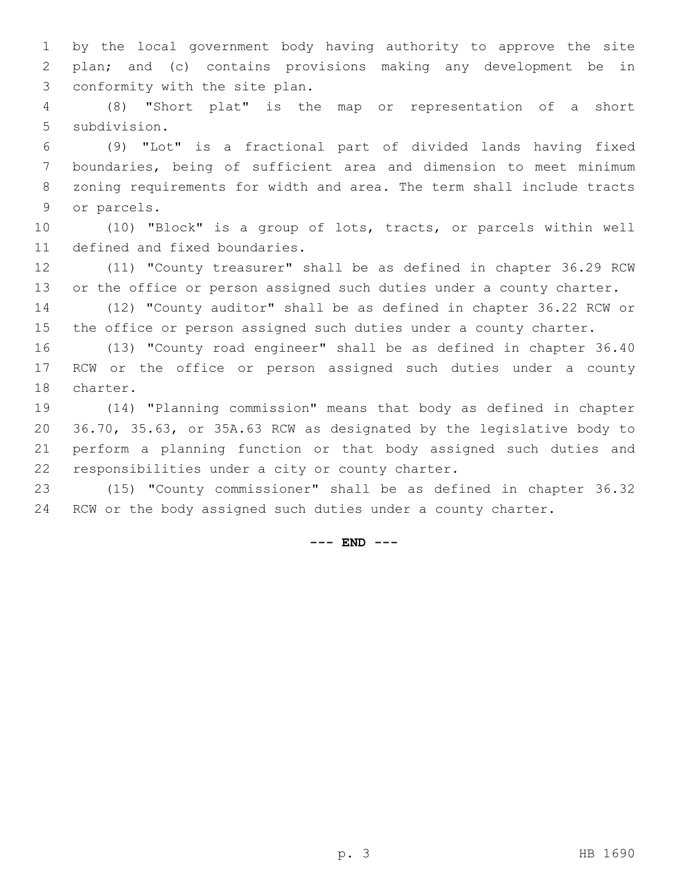by the local government body having authority to approve the site plan; and (c) contains provisions making any development be in conformity with the site plan.

(8) "Short plat" is the map or representation of a short subdivision.

(9) "Lot" is a fractional part of divided lands having fixed boundaries, being of sufficient area and dimension to meet minimum zoning requirements for width and area. The term shall include tracts or parcels.

(10) "Block" is a group of lots, tracts, or parcels within well defined and fixed boundaries.

(11) "County treasurer" shall be as defined in chapter 36.29 RCW or the office or person assigned such duties under a county charter.

(12) "County auditor" shall be as defined in chapter 36.22 RCW or the office or person assigned such duties under a county charter.

(13) "County road engineer" shall be as defined in chapter 36.40 RCW or the office or person assigned such duties under a county charter.

(14) "Planning commission" means that body as defined in chapter 36.70, 35.63, or 35A.63 RCW as designated by the legislative body to perform a planning function or that body assigned such duties and responsibilities under a city or county charter.

(15) "County commissioner" shall be as defined in chapter 36.32 RCW or the body assigned such duties under a county charter.

**--- END ---**